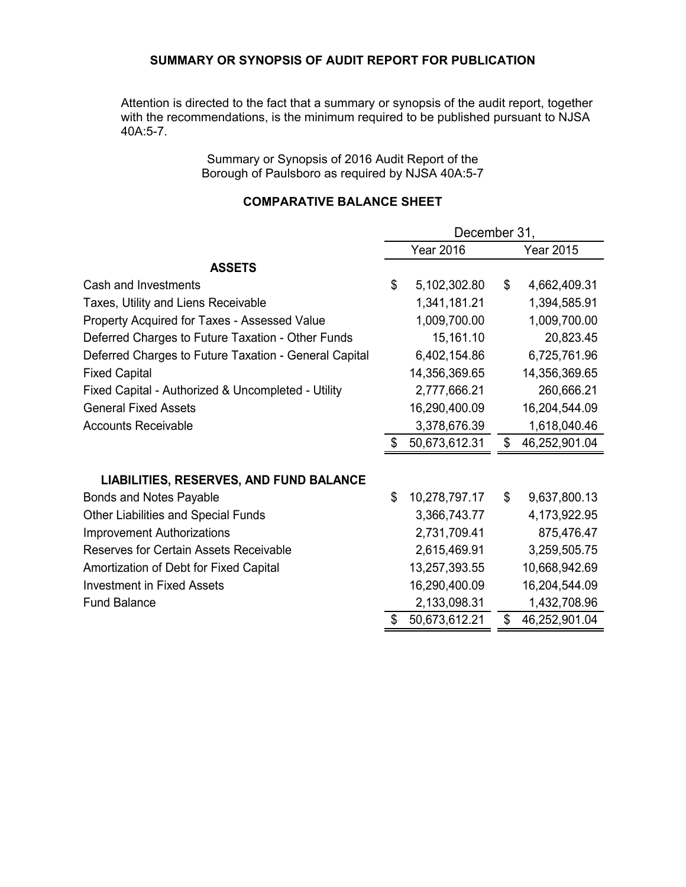## SUMMARY OR SYNOPSIS OF AUDIT REPORT FOR PUBLICATION

Attention is directed to the fact that a summary or synopsis of the audit report, together with the recommendations, is the minimum required to be published pursuant to NJSA 40A:5-7.

Summary or Synopsis of 2016 Audit Report of the Borough of Paulsboro as required by NJSA 40A:5-7

### COMPARATIVE BALANCE SHEET

| | December 31, | |
|---|---|---|
| | Year 2016 | Year 2015 |
| **ASSETS** | | |
| Cash and Investments | $ 5,102,302.80 | $ 4,662,409.31 |
| Taxes, Utility and Liens Receivable | 1,341,181.21 | 1,394,585.91 |
| Property Acquired for Taxes - Assessed Value | 1,009,700.00 | 1,009,700.00 |
| Deferred Charges to Future Taxation - Other Funds | 15,161.10 | 20,823.45 |
| Deferred Charges to Future Taxation - General Capital | 6,402,154.86 | 6,725,761.96 |
| Fixed Capital | 14,356,369.65 | 14,356,369.65 |
| Fixed Capital - Authorized & Uncompleted - Utility | 2,777,666.21 | 260,666.21 |
| General Fixed Assets | 16,290,400.09 | 16,204,544.09 |
| Accounts Receivable | 3,378,676.39 | 1,618,040.46 |
| | $ 50,673,612.31 | $ 46,252,901.04 |
| | | |
| **LIABILITIES, RESERVES, AND FUND BALANCE** | | |
| Bonds and Notes Payable | $ 10,278,797.17 | $ 9,637,800.13 |
| Other Liabilities and Special Funds | 3,366,743.77 | 4,173,922.95 |
| Improvement Authorizations | 2,731,709.41 | 875,476.47 |
| Reserves for Certain Assets Receivable | 2,615,469.91 | 3,259,505.75 |
| Amortization of Debt for Fixed Capital | 13,257,393.55 | 10,668,942.69 |
| Investment in Fixed Assets | 16,290,400.09 | 16,204,544.09 |
| Fund Balance | 2,133,098.31 | 1,432,708.96 |
| | $ 50,673,612.21 | $ 46,252,901.04 |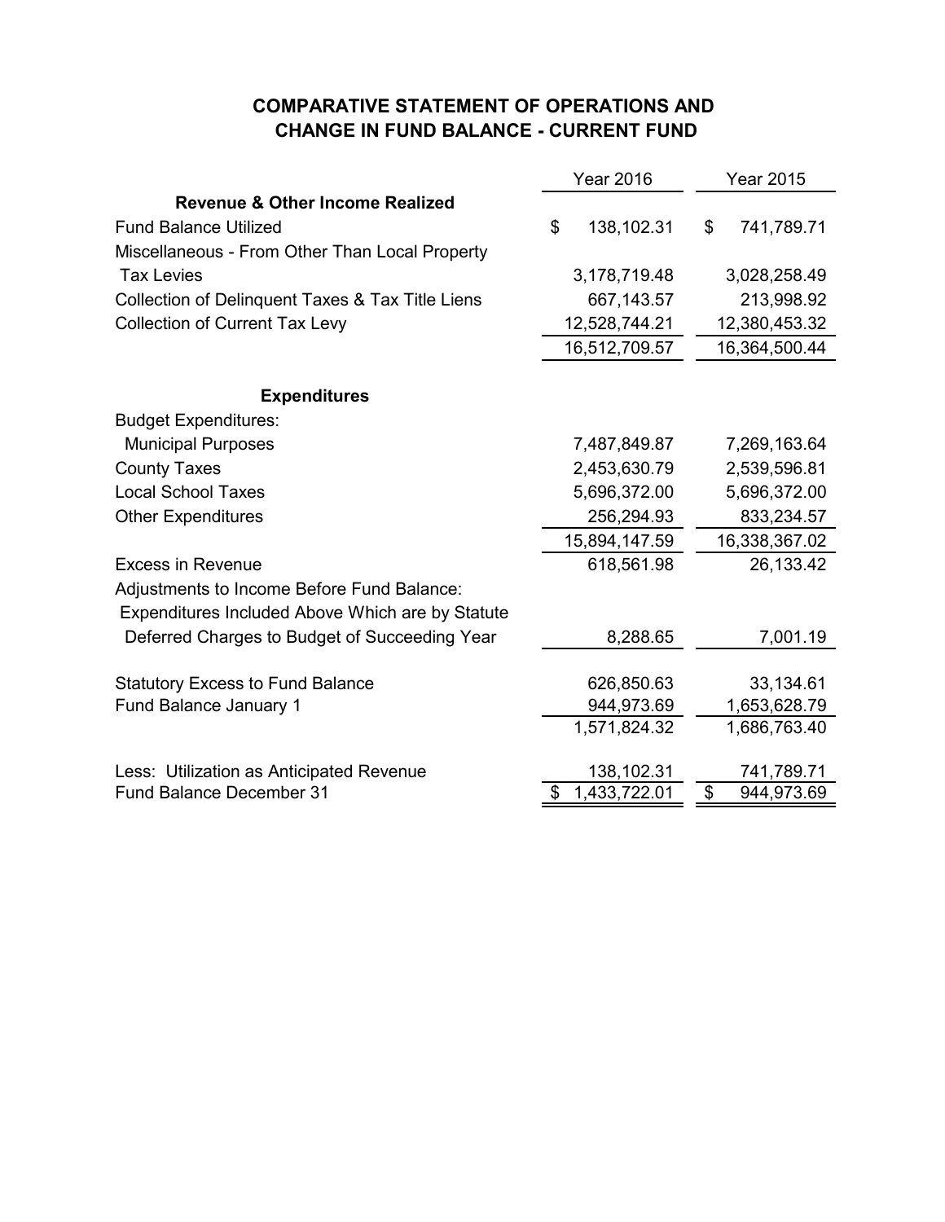## COMPARATIVE STATEMENT OF OPERATIONS AND CHANGE IN FUND BALANCE - CURRENT FUND

| | Year 2016 | Year 2015 |
|---|---|---|
| **Revenue & Other Income Realized** | | |
| Fund Balance Utilized | $ 138,102.31 | $ 741,789.71 |
| Miscellaneous - From Other Than Local Property Tax Levies | 3,178,719.48 | 3,028,258.49 |
| Collection of Delinquent Taxes & Tax Title Liens | 667,143.57 | 213,998.92 |
| Collection of Current Tax Levy | 12,528,744.21 | 12,380,453.32 |
| | 16,512,709.57 | 16,364,500.44 |
| **Expenditures** | | |
| Budget Expenditures: | | |
| Municipal Purposes | 7,487,849.87 | 7,269,163.64 |
| County Taxes | 2,453,630.79 | 2,539,596.81 |
| Local School Taxes | 5,696,372.00 | 5,696,372.00 |
| Other Expenditures | 256,294.93 | 833,234.57 |
| | 15,894,147.59 | 16,338,367.02 |
| Excess in Revenue | 618,561.98 | 26,133.42 |
| Adjustments to Income Before Fund Balance: | | |
| Expenditures Included Above Which are by Statute Deferred Charges to Budget of Succeeding Year | 8,288.65 | 7,001.19 |
| Statutory Excess to Fund Balance | 626,850.63 | 33,134.61 |
| Fund Balance January 1 | 944,973.69 | 1,653,628.79 |
| | 1,571,824.32 | 1,686,763.40 |
| Less: Utilization as Anticipated Revenue | 138,102.31 | 741,789.71 |
| Fund Balance December 31 | $ 1,433,722.01 | $ 944,973.69 |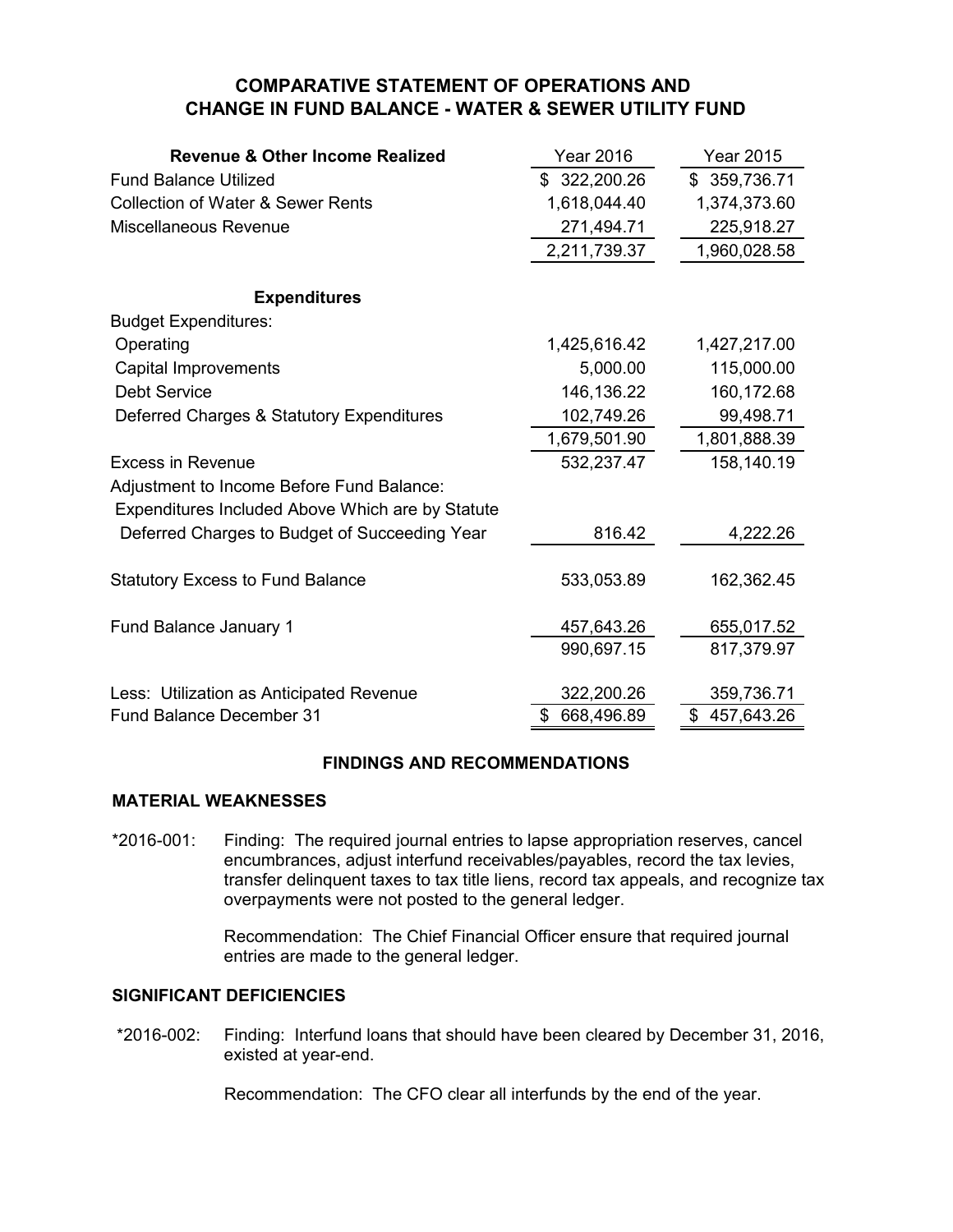## COMPARATIVE STATEMENT OF OPERATIONS AND CHANGE IN FUND BALANCE - WATER & SEWER UTILITY FUND

| **Revenue & Other Income Realized** | Year 2016 | Year 2015 |
|---|---|---|
| Fund Balance Utilized | $ 322,200.26 | $ 359,736.71 |
| Collection of Water & Sewer Rents | 1,618,044.40 | 1,374,373.60 |
| Miscellaneous Revenue | 271,494.71 | 225,918.27 |
| | 2,211,739.37 | 1,960,028.58 |
| **Expenditures** | | |
| Budget Expenditures: | | |
| Operating | 1,425,616.42 | 1,427,217.00 |
| Capital Improvements | 5,000.00 | 115,000.00 |
| Debt Service | 146,136.22 | 160,172.68 |
| Deferred Charges & Statutory Expenditures | 102,749.26 | 99,498.71 |
| | 1,679,501.90 | 1,801,888.39 |
| Excess in Revenue | 532,237.47 | 158,140.19 |
| Adjustment to Income Before Fund Balance: | | |
| Expenditures Included Above Which are by Statute | | |
| Deferred Charges to Budget of Succeeding Year | 816.42 | 4,222.26 |
| Statutory Excess to Fund Balance | 533,053.89 | 162,362.45 |
| Fund Balance January 1 | 457,643.26 | 655,017.52 |
| | 990,697.15 | 817,379.97 |
| Less: Utilization as Anticipated Revenue | 322,200.26 | 359,736.71 |
| Fund Balance December 31 | $ 668,496.89 | $ 457,643.26 |

## FINDINGS AND RECOMMENDATIONS

### MATERIAL WEAKNESSES

*2016-001: Finding: The required journal entries to lapse appropriation reserves, cancel encumbrances, adjust interfund receivables/payables, record the tax levies, transfer delinquent taxes to tax title liens, record tax appeals, and recognize tax overpayments were not posted to the general ledger.

Recommendation: The Chief Financial Officer ensure that required journal entries are made to the general ledger.

### SIGNIFICANT DEFICIENCIES

*2016-002: Finding: Interfund loans that should have been cleared by December 31, 2016, existed at year-end.

Recommendation: The CFO clear all interfunds by the end of the year.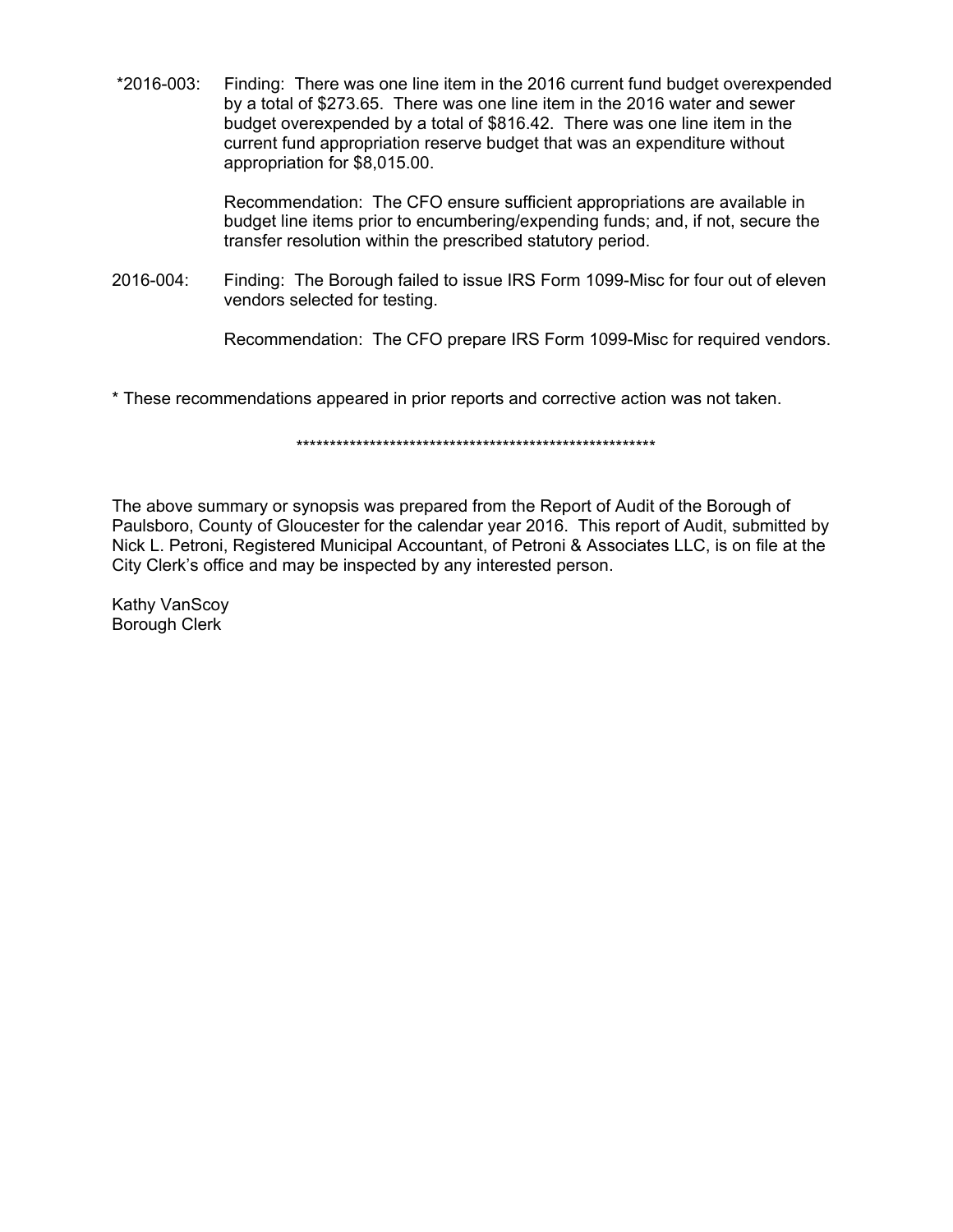*2016-003: Finding: There was one line item in the 2016 current fund budget overexpended by a total of $273.65. There was one line item in the 2016 water and sewer budget overexpended by a total of $816.42. There was one line item in the current fund appropriation reserve budget that was an expenditure without appropriation for $8,015.00.

Recommendation: The CFO ensure sufficient appropriations are available in budget line items prior to encumbering/expending funds; and, if not, secure the transfer resolution within the prescribed statutory period.

2016-004: Finding: The Borough failed to issue IRS Form 1099-Misc for four out of eleven vendors selected for testing.

Recommendation: The CFO prepare IRS Form 1099-Misc for required vendors.

* These recommendations appeared in prior reports and corrective action was not taken.

*******************************************************

The above summary or synopsis was prepared from the Report of Audit of the Borough of Paulsboro, County of Gloucester for the calendar year 2016. This report of Audit, submitted by Nick L. Petroni, Registered Municipal Accountant, of Petroni & Associates LLC, is on file at the City Clerk's office and may be inspected by any interested person.

Kathy VanScoy
Borough Clerk